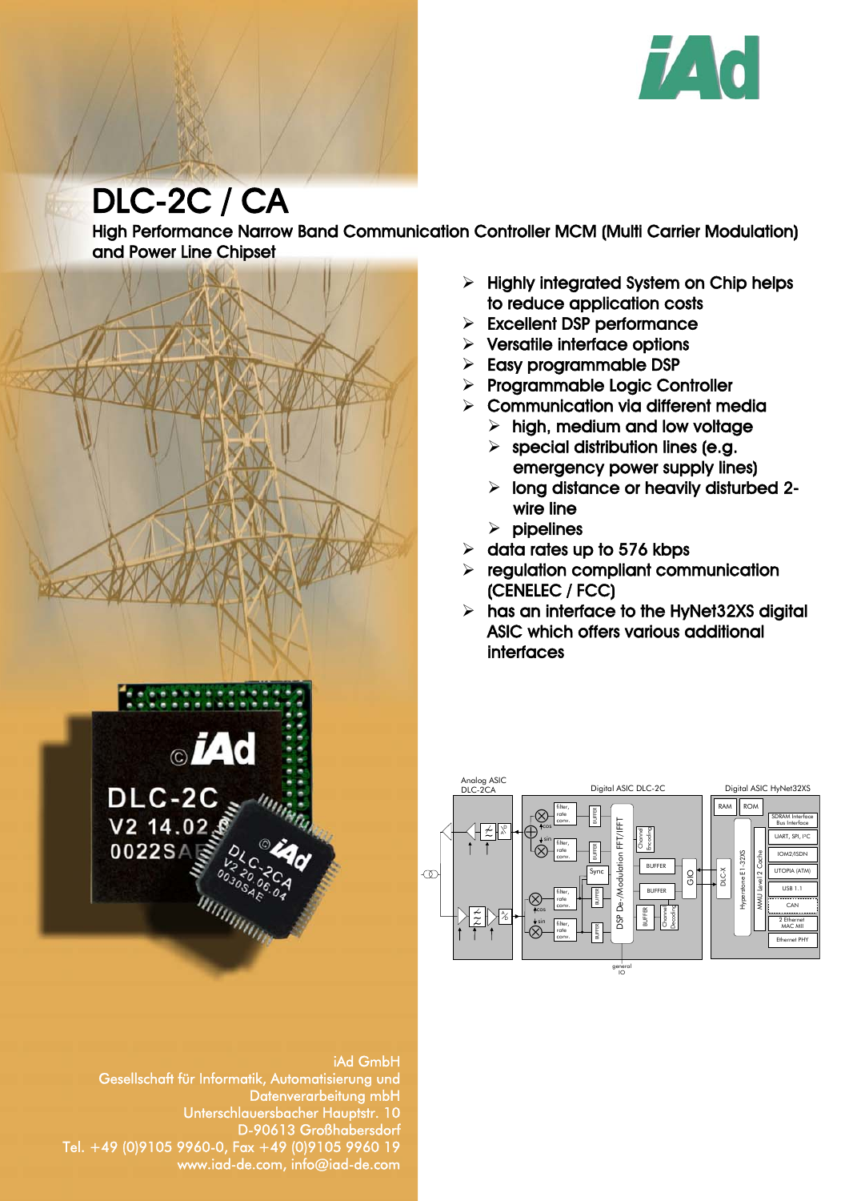# DLC-2C / CA

## High Performance Narrow Band Communication Controller MCM (Multi Carrier Modulation) and Power Line Chipset

- Highly integrated System on Chip helps to reduce application costs
- Excellent DSP performance
- Versatile interface options
- Easy programmable DSP
- Programmable Logic Controller
- Communication via different media
  - high, medium and low voltage
  - special distribution lines (e.g. emergency power supply lines)
  - long distance or heavily disturbed 2-wire line
  - pipelines
- data rates up to 576 kbps
- regulation compliant communication (CENELEC / FCC)
- has an interface to the HyNet32XS digital ASIC which offers various additional interfaces

iAd GmbH
Gesellschaft für Informatik, Automatisierung und Datenverarbeitung mbH
Unterschlauersbacher Hauptstr. 10
D-90613 Großhabersdorf
Tel. +49 (0)9105 9960-0, Fax +49 (0)9105 9960 19
www.iad-de.com, info@iad-de.com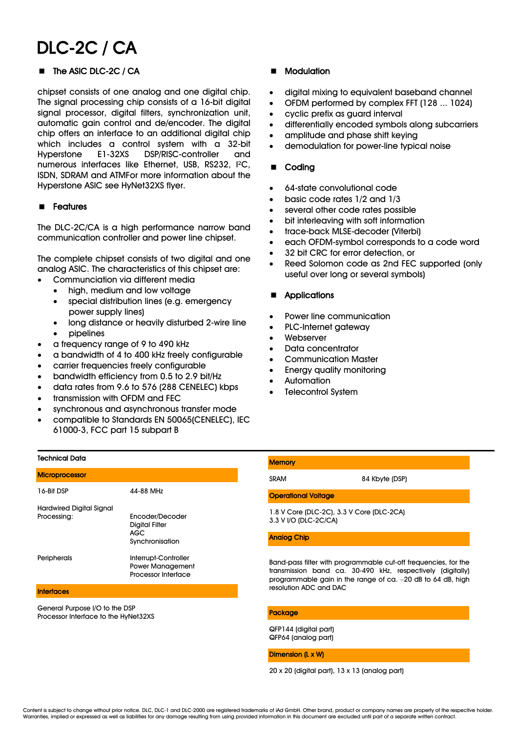# DLC-2C / CA

## The ASIC DLC-2C / CA

chipset consists of one analog and one digital chip. The signal processing chip consists of a 16-bit digital signal processor, digital filters, synchronization unit, automatic gain control and de/encoder. The digital chip offers an interface to an additional digital chip which includes a control system with a 32-bit Hyperstone E1-32XS DSP/RISC-controller and numerous interfaces like Ethernet, USB, RS232, I²C, ISDN, SDRAM and ATMFor more information about the Hyperstone ASIC see HyNet32XS flyer.

## Features

The DLC-2C/CA is a high performance narrow band communication controller and power line chipset.

The complete chipset consists of two digital and one analog ASIC. The characteristics of this chipset are:

- Communciation via different media
  - high, medium and low voltage
  - special distribution lines (e.g. emergency power supply lines)
  - long distance or heavily disturbed 2-wire line
  - pipelines
- a frequency range of 9 to 490 kHz
- a bandwidth of 4 to 400 kHz freely configurable
- carrier frequencies freely configurable
- bandwidth efficiency from 0.5 to 2.9 bit/Hz
- data rates from 9.6 to 576 (288 CENELEC) kbps
- transmission with OFDM and FEC
- synchronous and asynchronous transfer mode
- compatible to Standards EN 50065(CENELEC), IEC 61000-3, FCC part 15 subpart B

## Modulation

- digital mixing to equivalent baseband channel
- OFDM performed by complex FFT (128 ... 1024)
- cyclic prefix as guard interval
- differentially encoded symbols along subcarriers
- amplitude and phase shift keying
- demodulation for power-line typical noise

## Coding

- 64-state convolutional code
- basic code rates 1/2 and 1/3
- several other code rates possible
- bit interleaving with soft information
- trace-back MLSE-decoder (Viterbi)
- each OFDM-symbol corresponds to a code word
- 32 bit CRC for error detection, or
- Reed Solomon code as 2nd FEC supported (only useful over long or several symbols)

## Applications

- Power line communication
- PLC-Internet gateway
- Webserver
- Data concentrator
- Communication Master
- Energy quality monitoring
- Automation
- Telecontrol System

### Technical Data

**Microprocessor**

| | |
|---|---|
| 16-Bit DSP | 44-88 MHz |
| Hardwired Digital Signal Processing: | Encoder/Decoder<br>Digital Filter<br>AGC<br>Synchronisation |
| Peripherals | Interrupt-Controller<br>Power Management<br>Processor Interface |

**Interfaces**

General Purpose I/O to the DSP
Processor Interface to the HyNet32XS

**Memory**

| | |
|---|---|
| SRAM | 84 Kbyte (DSP) |

**Operational Voltage**

1.8 V Core (DLC-2C), 3.3 V Core (DLC-2CA)
3.3 V I/O (DLC-2C/CA)

**Analog Chip**

Band-pass filter with programmable cut-off frequencies, for the transmission band ca. 30-490 kHz, respectively (digitally) programmable gain in the range of ca. –20 dB to 64 dB, high resolution ADC and DAC

**Package**

QFP144 (digital part)
QFP64 (analog part)

**Dimension (L x W)**

20 x 20 (digital part), 13 x 13 (analog part)

Content is subject to change without prior notice. DLC, DLC-1 and DLC-2000 are registered trademarks of iAd GmbH. Other brand, product or company names are property of the respective holder. Warranties, implied or expressed as well as liabilities for any damage resulting from using provided information in this document are excluded until part of a separate written contract.